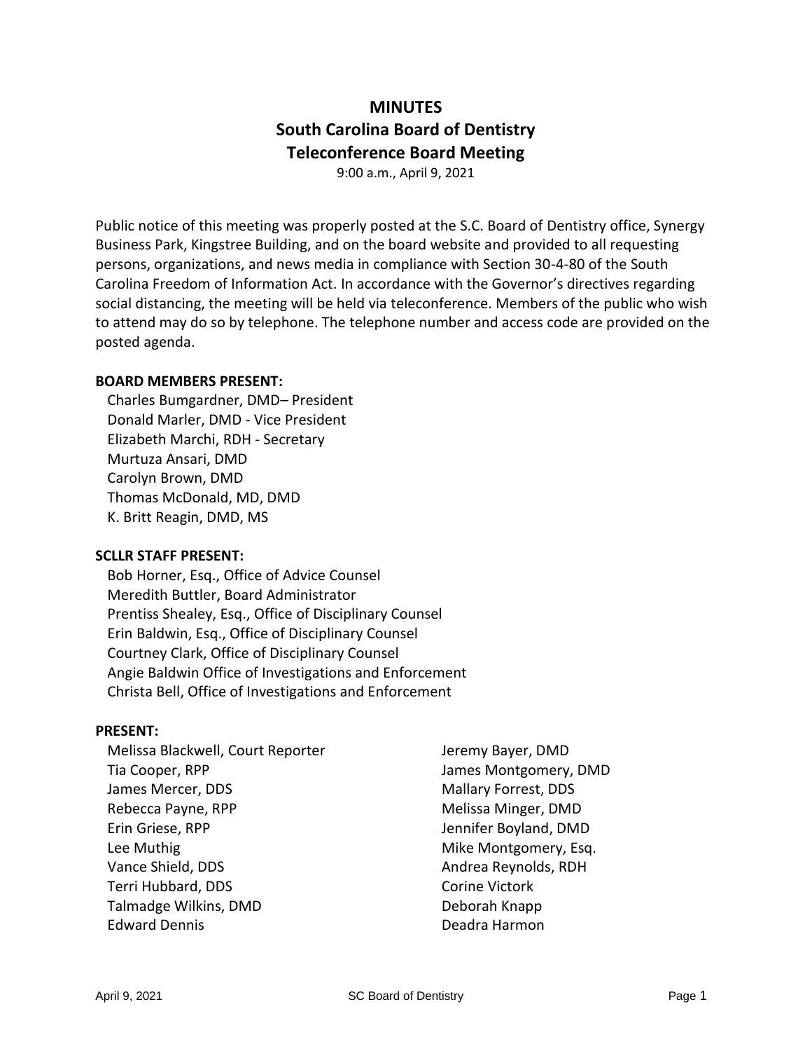# MINUTES
# South Carolina Board of Dentistry
# Teleconference Board Meeting

9:00 a.m., April 9, 2021

Public notice of this meeting was properly posted at the S.C. Board of Dentistry office, Synergy Business Park, Kingstree Building, and on the board website and provided to all requesting persons, organizations, and news media in compliance with Section 30-4-80 of the South Carolina Freedom of Information Act. In accordance with the Governor's directives regarding social distancing, the meeting will be held via teleconference. Members of the public who wish to attend may do so by telephone. The telephone number and access code are provided on the posted agenda.

**BOARD MEMBERS PRESENT:**

Charles Bumgardner, DMD– President
Donald Marler, DMD - Vice President
Elizabeth Marchi, RDH - Secretary
Murtuza Ansari, DMD
Carolyn Brown, DMD
Thomas McDonald, MD, DMD
K. Britt Reagin, DMD, MS

**SCLLR STAFF PRESENT:**

Bob Horner, Esq., Office of Advice Counsel
Meredith Buttler, Board Administrator
Prentiss Shealey, Esq., Office of Disciplinary Counsel
Erin Baldwin, Esq., Office of Disciplinary Counsel
Courtney Clark, Office of Disciplinary Counsel
Angie Baldwin Office of Investigations and Enforcement
Christa Bell, Office of Investigations and Enforcement

**PRESENT:**

Melissa Blackwell, Court Reporter
Tia Cooper, RPP
James Mercer, DDS
Rebecca Payne, RPP
Erin Griese, RPP
Lee Muthig
Vance Shield, DDS
Terri Hubbard, DDS
Talmadge Wilkins, DMD
Edward Dennis
Jeremy Bayer, DMD
James Montgomery, DMD
Mallary Forrest, DDS
Melissa Minger, DMD
Jennifer Boyland, DMD
Mike Montgomery, Esq.
Andrea Reynolds, RDH
Corine Victork
Deborah Knapp
Deadra Harmon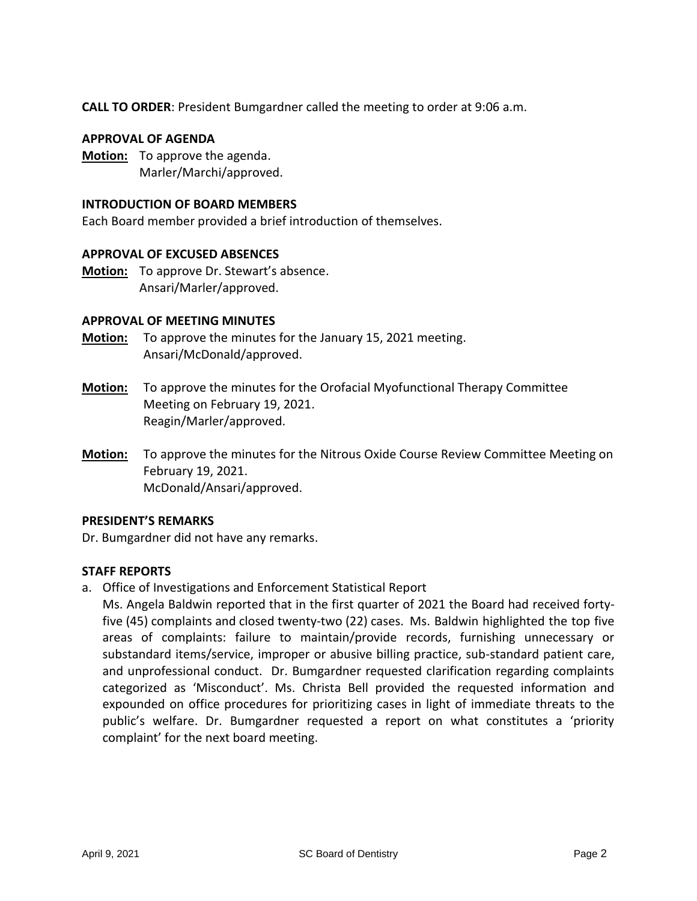**CALL TO ORDER**: President Bumgardner called the meeting to order at 9:06 a.m.

**APPROVAL OF AGENDA**

**Motion:** To approve the agenda.
Marler/Marchi/approved.

**INTRODUCTION OF BOARD MEMBERS**

Each Board member provided a brief introduction of themselves.

**APPROVAL OF EXCUSED ABSENCES**

**Motion:** To approve Dr. Stewart's absence.
Ansari/Marler/approved.

**APPROVAL OF MEETING MINUTES**

**Motion:** To approve the minutes for the January 15, 2021 meeting.
Ansari/McDonald/approved.

**Motion:** To approve the minutes for the Orofacial Myofunctional Therapy Committee Meeting on February 19, 2021.
Reagin/Marler/approved.

**Motion:** To approve the minutes for the Nitrous Oxide Course Review Committee Meeting on February 19, 2021.
McDonald/Ansari/approved.

**PRESIDENT'S REMARKS**

Dr. Bumgardner did not have any remarks.

**STAFF REPORTS**

a. Office of Investigations and Enforcement Statistical Report
   Ms. Angela Baldwin reported that in the first quarter of 2021 the Board had received forty-five (45) complaints and closed twenty-two (22) cases. Ms. Baldwin highlighted the top five areas of complaints: failure to maintain/provide records, furnishing unnecessary or substandard items/service, improper or abusive billing practice, sub-standard patient care, and unprofessional conduct. Dr. Bumgardner requested clarification regarding complaints categorized as 'Misconduct'. Ms. Christa Bell provided the requested information and expounded on office procedures for prioritizing cases in light of immediate threats to the public's welfare. Dr. Bumgardner requested a report on what constitutes a 'priority complaint' for the next board meeting.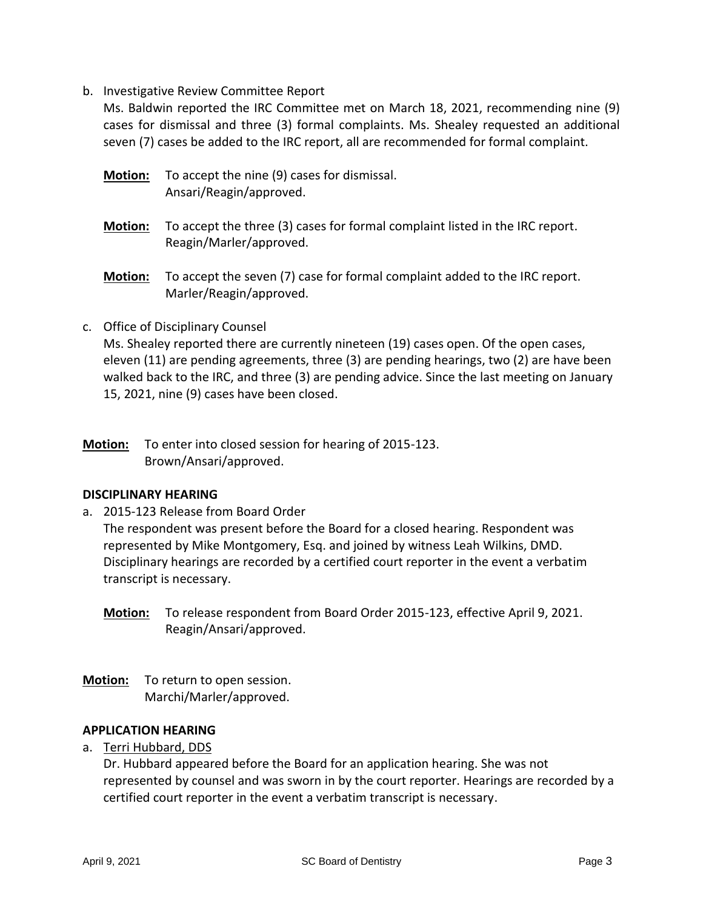b. Investigative Review Committee Report

Ms. Baldwin reported the IRC Committee met on March 18, 2021, recommending nine (9) cases for dismissal and three (3) formal complaints. Ms. Shealey requested an additional seven (7) cases be added to the IRC report, all are recommended for formal complaint.

**Motion:** To accept the nine (9) cases for dismissal.
Ansari/Reagin/approved.

**Motion:** To accept the three (3) cases for formal complaint listed in the IRC report.
Reagin/Marler/approved.

**Motion:** To accept the seven (7) case for formal complaint added to the IRC report.
Marler/Reagin/approved.

c. Office of Disciplinary Counsel

Ms. Shealey reported there are currently nineteen (19) cases open. Of the open cases, eleven (11) are pending agreements, three (3) are pending hearings, two (2) are have been walked back to the IRC, and three (3) are pending advice. Since the last meeting on January 15, 2021, nine (9) cases have been closed.

**Motion:** To enter into closed session for hearing of 2015-123.
Brown/Ansari/approved.

## DISCIPLINARY HEARING

a. 2015-123 Release from Board Order

The respondent was present before the Board for a closed hearing. Respondent was represented by Mike Montgomery, Esq. and joined by witness Leah Wilkins, DMD. Disciplinary hearings are recorded by a certified court reporter in the event a verbatim transcript is necessary.

**Motion:** To release respondent from Board Order 2015-123, effective April 9, 2021.
Reagin/Ansari/approved.

**Motion:** To return to open session.
Marchi/Marler/approved.

## APPLICATION HEARING

a. Terri Hubbard, DDS

Dr. Hubbard appeared before the Board for an application hearing. She was not represented by counsel and was sworn in by the court reporter. Hearings are recorded by a certified court reporter in the event a verbatim transcript is necessary.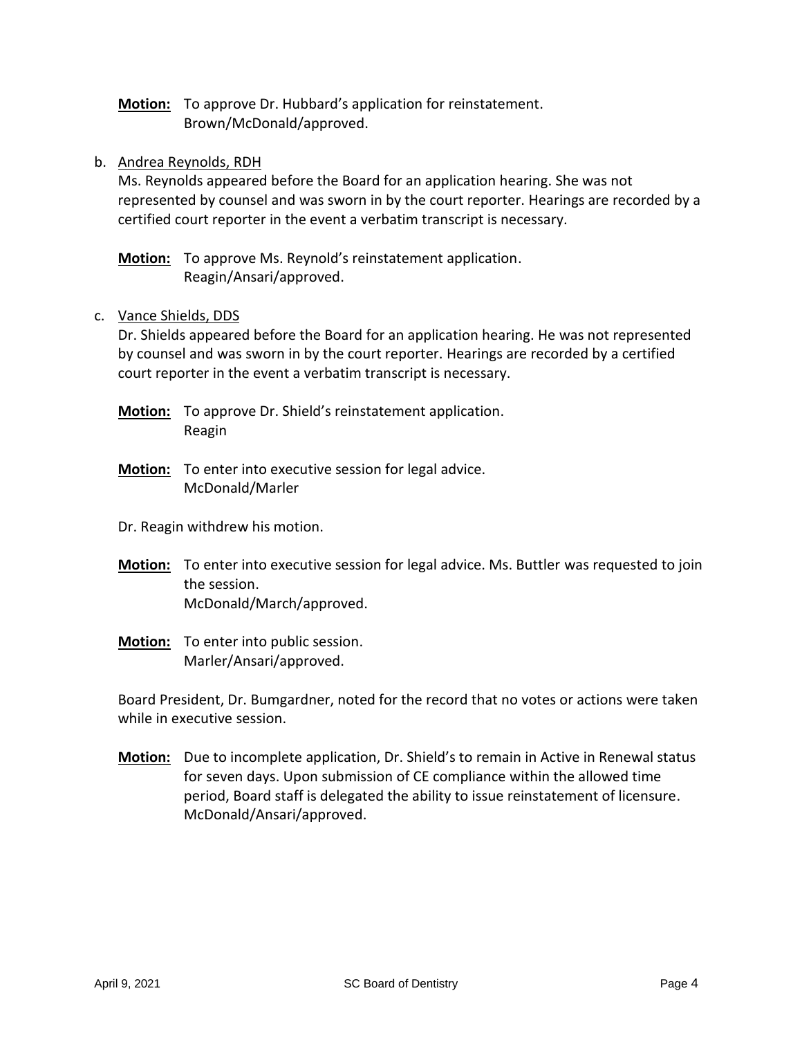**Motion:** To approve Dr. Hubbard's application for reinstatement.
Brown/McDonald/approved.

b. Andrea Reynolds, RDH

Ms. Reynolds appeared before the Board for an application hearing. She was not represented by counsel and was sworn in by the court reporter. Hearings are recorded by a certified court reporter in the event a verbatim transcript is necessary.

**Motion:** To approve Ms. Reynold's reinstatement application.
Reagin/Ansari/approved.

c. Vance Shields, DDS

Dr. Shields appeared before the Board for an application hearing. He was not represented by counsel and was sworn in by the court reporter. Hearings are recorded by a certified court reporter in the event a verbatim transcript is necessary.

**Motion:** To approve Dr. Shield's reinstatement application.
Reagin

**Motion:** To enter into executive session for legal advice.
McDonald/Marler

Dr. Reagin withdrew his motion.

**Motion:** To enter into executive session for legal advice. Ms. Buttler was requested to join the session.
McDonald/March/approved.

**Motion:** To enter into public session.
Marler/Ansari/approved.

Board President, Dr. Bumgardner, noted for the record that no votes or actions were taken while in executive session.

**Motion:** Due to incomplete application, Dr. Shield's to remain in Active in Renewal status for seven days. Upon submission of CE compliance within the allowed time period, Board staff is delegated the ability to issue reinstatement of licensure.
McDonald/Ansari/approved.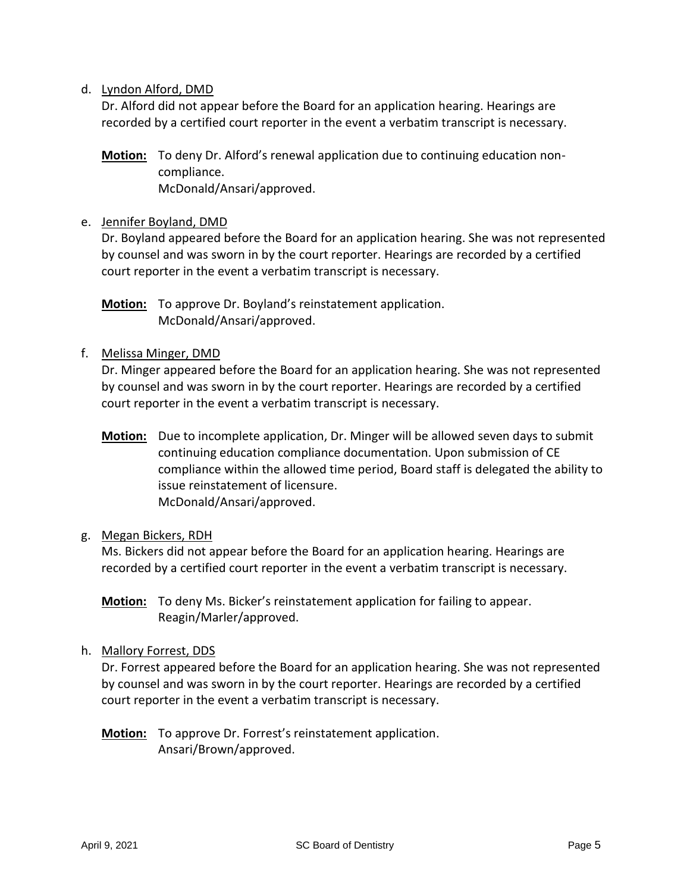d. Lyndon Alford, DMD

Dr. Alford did not appear before the Board for an application hearing. Hearings are recorded by a certified court reporter in the event a verbatim transcript is necessary.

**Motion:** To deny Dr. Alford's renewal application due to continuing education non-compliance.
McDonald/Ansari/approved.

e. Jennifer Boyland, DMD

Dr. Boyland appeared before the Board for an application hearing. She was not represented by counsel and was sworn in by the court reporter. Hearings are recorded by a certified court reporter in the event a verbatim transcript is necessary.

**Motion:** To approve Dr. Boyland's reinstatement application.
McDonald/Ansari/approved.

f. Melissa Minger, DMD

Dr. Minger appeared before the Board for an application hearing. She was not represented by counsel and was sworn in by the court reporter. Hearings are recorded by a certified court reporter in the event a verbatim transcript is necessary.

**Motion:** Due to incomplete application, Dr. Minger will be allowed seven days to submit continuing education compliance documentation. Upon submission of CE compliance within the allowed time period, Board staff is delegated the ability to issue reinstatement of licensure.
McDonald/Ansari/approved.

g. Megan Bickers, RDH

Ms. Bickers did not appear before the Board for an application hearing. Hearings are recorded by a certified court reporter in the event a verbatim transcript is necessary.

**Motion:** To deny Ms. Bicker's reinstatement application for failing to appear.
Reagin/Marler/approved.

h. Mallory Forrest, DDS

Dr. Forrest appeared before the Board for an application hearing. She was not represented by counsel and was sworn in by the court reporter. Hearings are recorded by a certified court reporter in the event a verbatim transcript is necessary.

**Motion:** To approve Dr. Forrest's reinstatement application.
Ansari/Brown/approved.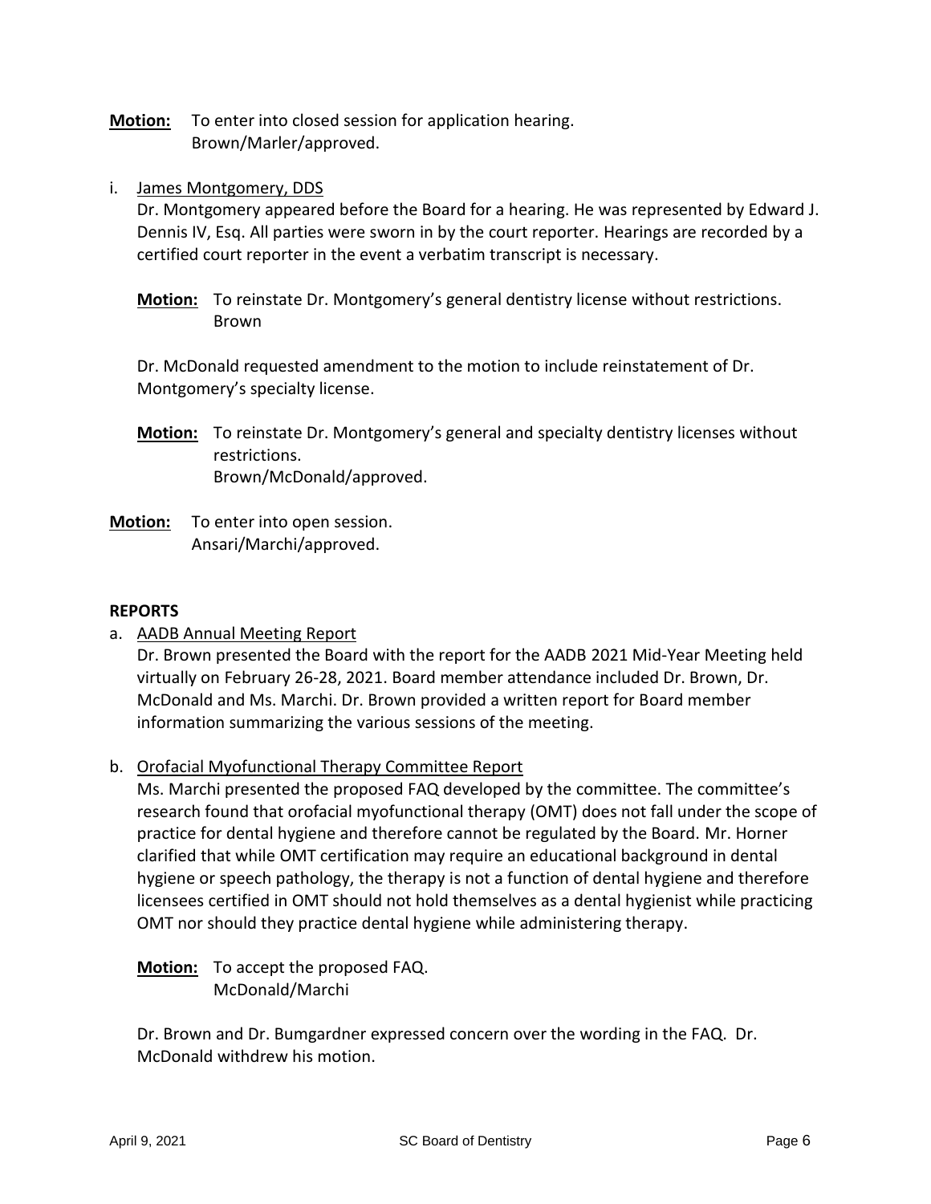**Motion:** To enter into closed session for application hearing.
Brown/Marler/approved.

i. James Montgomery, DDS

Dr. Montgomery appeared before the Board for a hearing. He was represented by Edward J. Dennis IV, Esq. All parties were sworn in by the court reporter. Hearings are recorded by a certified court reporter in the event a verbatim transcript is necessary.

**Motion:** To reinstate Dr. Montgomery's general dentistry license without restrictions.
Brown

Dr. McDonald requested amendment to the motion to include reinstatement of Dr. Montgomery's specialty license.

**Motion:** To reinstate Dr. Montgomery's general and specialty dentistry licenses without restrictions.
Brown/McDonald/approved.

**Motion:** To enter into open session.
Ansari/Marchi/approved.

**REPORTS**

a. AADB Annual Meeting Report

Dr. Brown presented the Board with the report for the AADB 2021 Mid-Year Meeting held virtually on February 26-28, 2021. Board member attendance included Dr. Brown, Dr. McDonald and Ms. Marchi. Dr. Brown provided a written report for Board member information summarizing the various sessions of the meeting.

b. Orofacial Myofunctional Therapy Committee Report

Ms. Marchi presented the proposed FAQ developed by the committee. The committee's research found that orofacial myofunctional therapy (OMT) does not fall under the scope of practice for dental hygiene and therefore cannot be regulated by the Board. Mr. Horner clarified that while OMT certification may require an educational background in dental hygiene or speech pathology, the therapy is not a function of dental hygiene and therefore licensees certified in OMT should not hold themselves as a dental hygienist while practicing OMT nor should they practice dental hygiene while administering therapy.

**Motion:** To accept the proposed FAQ.
McDonald/Marchi

Dr. Brown and Dr. Bumgardner expressed concern over the wording in the FAQ. Dr. McDonald withdrew his motion.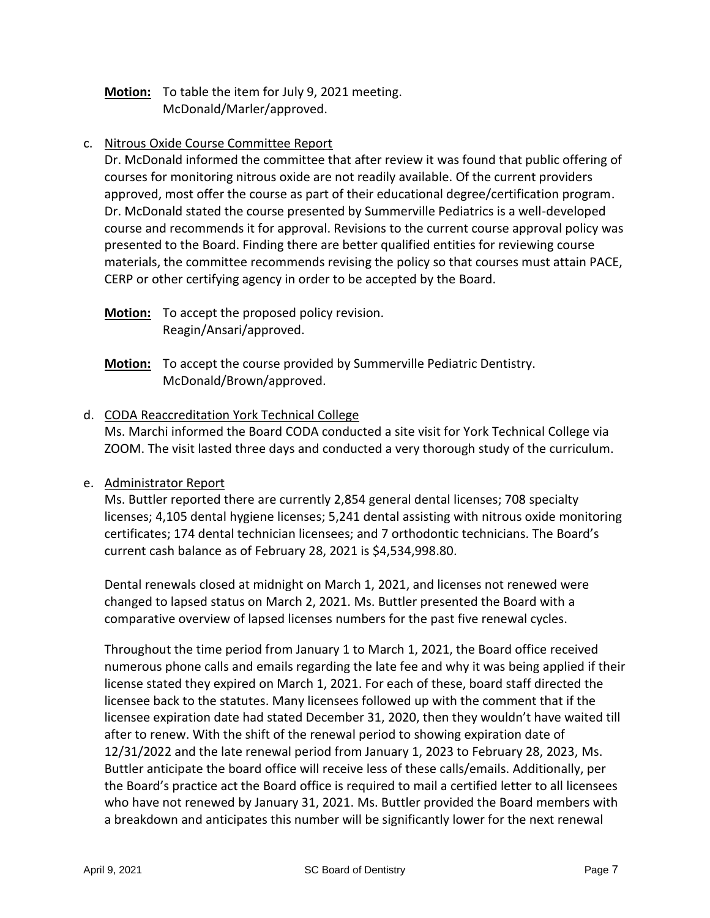**Motion:** To table the item for July 9, 2021 meeting.
McDonald/Marler/approved.

c. Nitrous Oxide Course Committee Report

Dr. McDonald informed the committee that after review it was found that public offering of courses for monitoring nitrous oxide are not readily available. Of the current providers approved, most offer the course as part of their educational degree/certification program. Dr. McDonald stated the course presented by Summerville Pediatrics is a well-developed course and recommends it for approval. Revisions to the current course approval policy was presented to the Board. Finding there are better qualified entities for reviewing course materials, the committee recommends revising the policy so that courses must attain PACE, CERP or other certifying agency in order to be accepted by the Board.

**Motion:** To accept the proposed policy revision.
Reagin/Ansari/approved.

**Motion:** To accept the course provided by Summerville Pediatric Dentistry.
McDonald/Brown/approved.

d. CODA Reaccreditation York Technical College

Ms. Marchi informed the Board CODA conducted a site visit for York Technical College via ZOOM. The visit lasted three days and conducted a very thorough study of the curriculum.

e. Administrator Report

Ms. Buttler reported there are currently 2,854 general dental licenses; 708 specialty licenses; 4,105 dental hygiene licenses; 5,241 dental assisting with nitrous oxide monitoring certificates; 174 dental technician licensees; and 7 orthodontic technicians. The Board's current cash balance as of February 28, 2021 is $4,534,998.80.

Dental renewals closed at midnight on March 1, 2021, and licenses not renewed were changed to lapsed status on March 2, 2021. Ms. Buttler presented the Board with a comparative overview of lapsed licenses numbers for the past five renewal cycles.

Throughout the time period from January 1 to March 1, 2021, the Board office received numerous phone calls and emails regarding the late fee and why it was being applied if their license stated they expired on March 1, 2021. For each of these, board staff directed the licensee back to the statutes. Many licensees followed up with the comment that if the licensee expiration date had stated December 31, 2020, then they wouldn't have waited till after to renew. With the shift of the renewal period to showing expiration date of 12/31/2022 and the late renewal period from January 1, 2023 to February 28, 2023, Ms. Buttler anticipate the board office will receive less of these calls/emails. Additionally, per the Board's practice act the Board office is required to mail a certified letter to all licensees who have not renewed by January 31, 2021. Ms. Buttler provided the Board members with a breakdown and anticipates this number will be significantly lower for the next renewal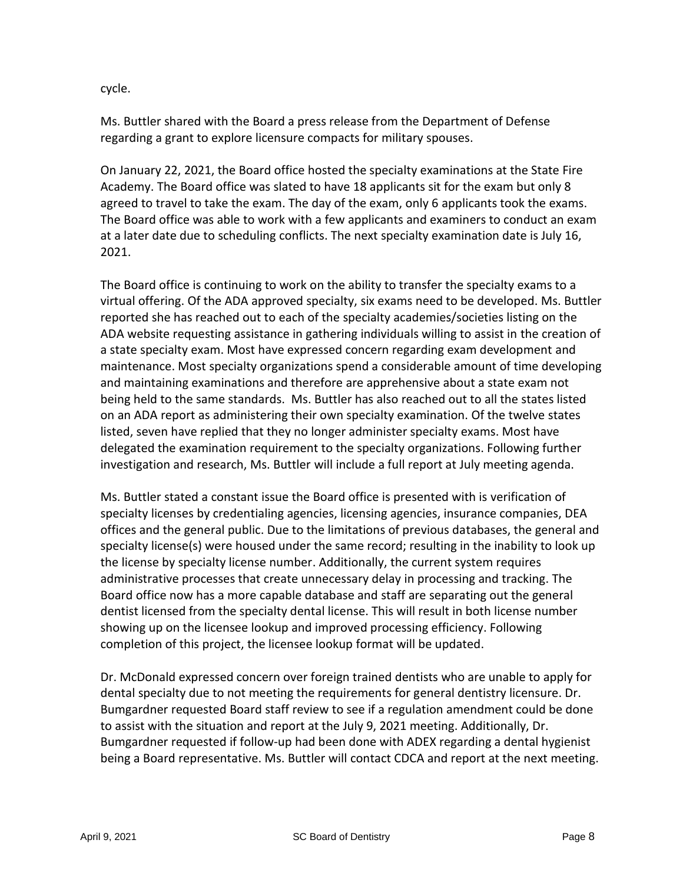cycle.

Ms. Buttler shared with the Board a press release from the Department of Defense regarding a grant to explore licensure compacts for military spouses.

On January 22, 2021, the Board office hosted the specialty examinations at the State Fire Academy. The Board office was slated to have 18 applicants sit for the exam but only 8 agreed to travel to take the exam. The day of the exam, only 6 applicants took the exams. The Board office was able to work with a few applicants and examiners to conduct an exam at a later date due to scheduling conflicts. The next specialty examination date is July 16, 2021.

The Board office is continuing to work on the ability to transfer the specialty exams to a virtual offering. Of the ADA approved specialty, six exams need to be developed. Ms. Buttler reported she has reached out to each of the specialty academies/societies listing on the ADA website requesting assistance in gathering individuals willing to assist in the creation of a state specialty exam. Most have expressed concern regarding exam development and maintenance. Most specialty organizations spend a considerable amount of time developing and maintaining examinations and therefore are apprehensive about a state exam not being held to the same standards. Ms. Buttler has also reached out to all the states listed on an ADA report as administering their own specialty examination. Of the twelve states listed, seven have replied that they no longer administer specialty exams. Most have delegated the examination requirement to the specialty organizations. Following further investigation and research, Ms. Buttler will include a full report at July meeting agenda.

Ms. Buttler stated a constant issue the Board office is presented with is verification of specialty licenses by credentialing agencies, licensing agencies, insurance companies, DEA offices and the general public. Due to the limitations of previous databases, the general and specialty license(s) were housed under the same record; resulting in the inability to look up the license by specialty license number. Additionally, the current system requires administrative processes that create unnecessary delay in processing and tracking. The Board office now has a more capable database and staff are separating out the general dentist licensed from the specialty dental license. This will result in both license number showing up on the licensee lookup and improved processing efficiency. Following completion of this project, the licensee lookup format will be updated.

Dr. McDonald expressed concern over foreign trained dentists who are unable to apply for dental specialty due to not meeting the requirements for general dentistry licensure. Dr. Bumgardner requested Board staff review to see if a regulation amendment could be done to assist with the situation and report at the July 9, 2021 meeting. Additionally, Dr. Bumgardner requested if follow-up had been done with ADEX regarding a dental hygienist being a Board representative. Ms. Buttler will contact CDCA and report at the next meeting.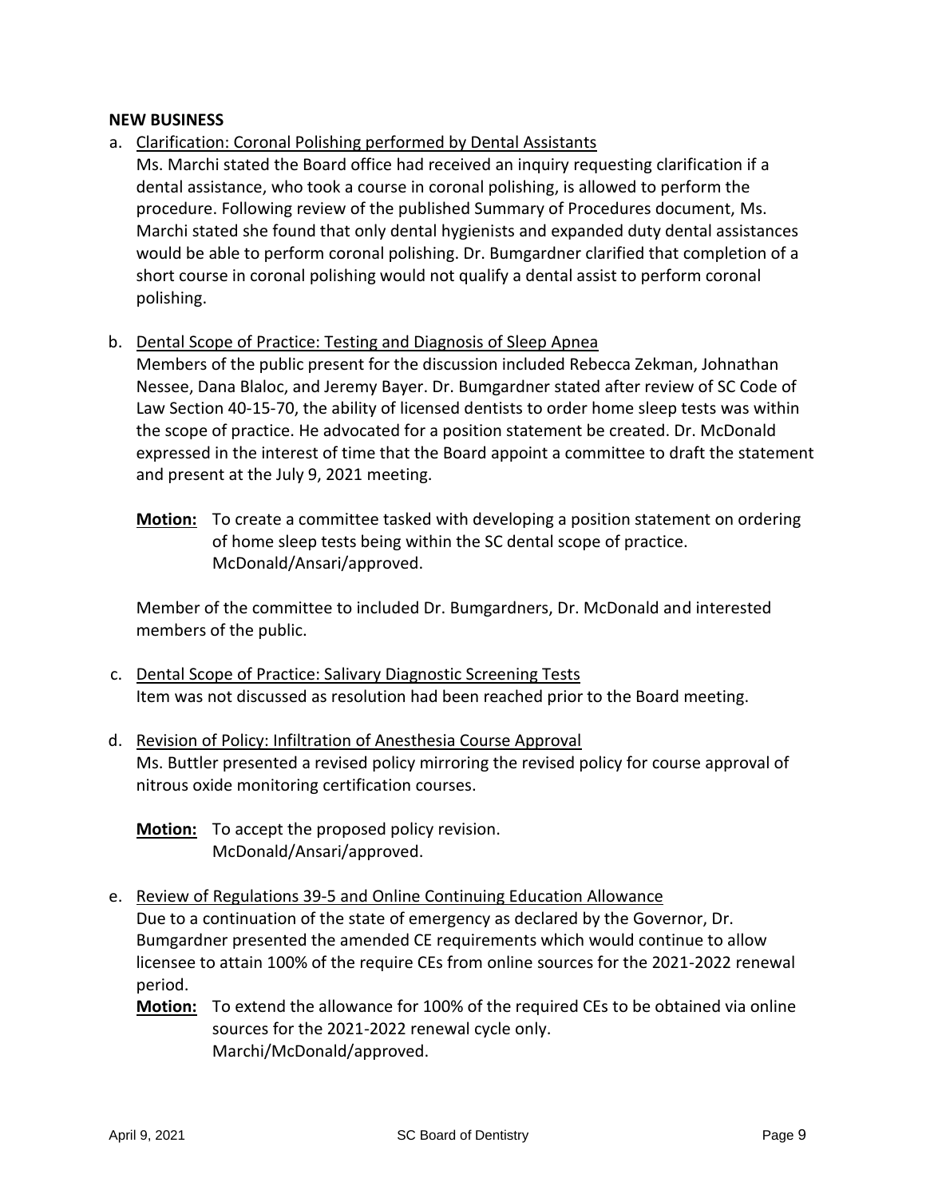**NEW BUSINESS**

a. Clarification: Coronal Polishing performed by Dental Assistants

   Ms. Marchi stated the Board office had received an inquiry requesting clarification if a dental assistance, who took a course in coronal polishing, is allowed to perform the procedure. Following review of the published Summary of Procedures document, Ms. Marchi stated she found that only dental hygienists and expanded duty dental assistances would be able to perform coronal polishing. Dr. Bumgardner clarified that completion of a short course in coronal polishing would not qualify a dental assist to perform coronal polishing.

b. Dental Scope of Practice: Testing and Diagnosis of Sleep Apnea

   Members of the public present for the discussion included Rebecca Zekman, Johnathan Nessee, Dana Blaloc, and Jeremy Bayer. Dr. Bumgardner stated after review of SC Code of Law Section 40-15-70, the ability of licensed dentists to order home sleep tests was within the scope of practice. He advocated for a position statement be created. Dr. McDonald expressed in the interest of time that the Board appoint a committee to draft the statement and present at the July 9, 2021 meeting.

   **Motion:** To create a committee tasked with developing a position statement on ordering of home sleep tests being within the SC dental scope of practice. McDonald/Ansari/approved.

   Member of the committee to included Dr. Bumgardners, Dr. McDonald and interested members of the public.

c. Dental Scope of Practice: Salivary Diagnostic Screening Tests

   Item was not discussed as resolution had been reached prior to the Board meeting.

d. Revision of Policy: Infiltration of Anesthesia Course Approval

   Ms. Buttler presented a revised policy mirroring the revised policy for course approval of nitrous oxide monitoring certification courses.

   **Motion:** To accept the proposed policy revision. McDonald/Ansari/approved.

e. Review of Regulations 39-5 and Online Continuing Education Allowance

   Due to a continuation of the state of emergency as declared by the Governor, Dr. Bumgardner presented the amended CE requirements which would continue to allow licensee to attain 100% of the require CEs from online sources for the 2021-2022 renewal period.

   **Motion:** To extend the allowance for 100% of the required CEs to be obtained via online sources for the 2021-2022 renewal cycle only. Marchi/McDonald/approved.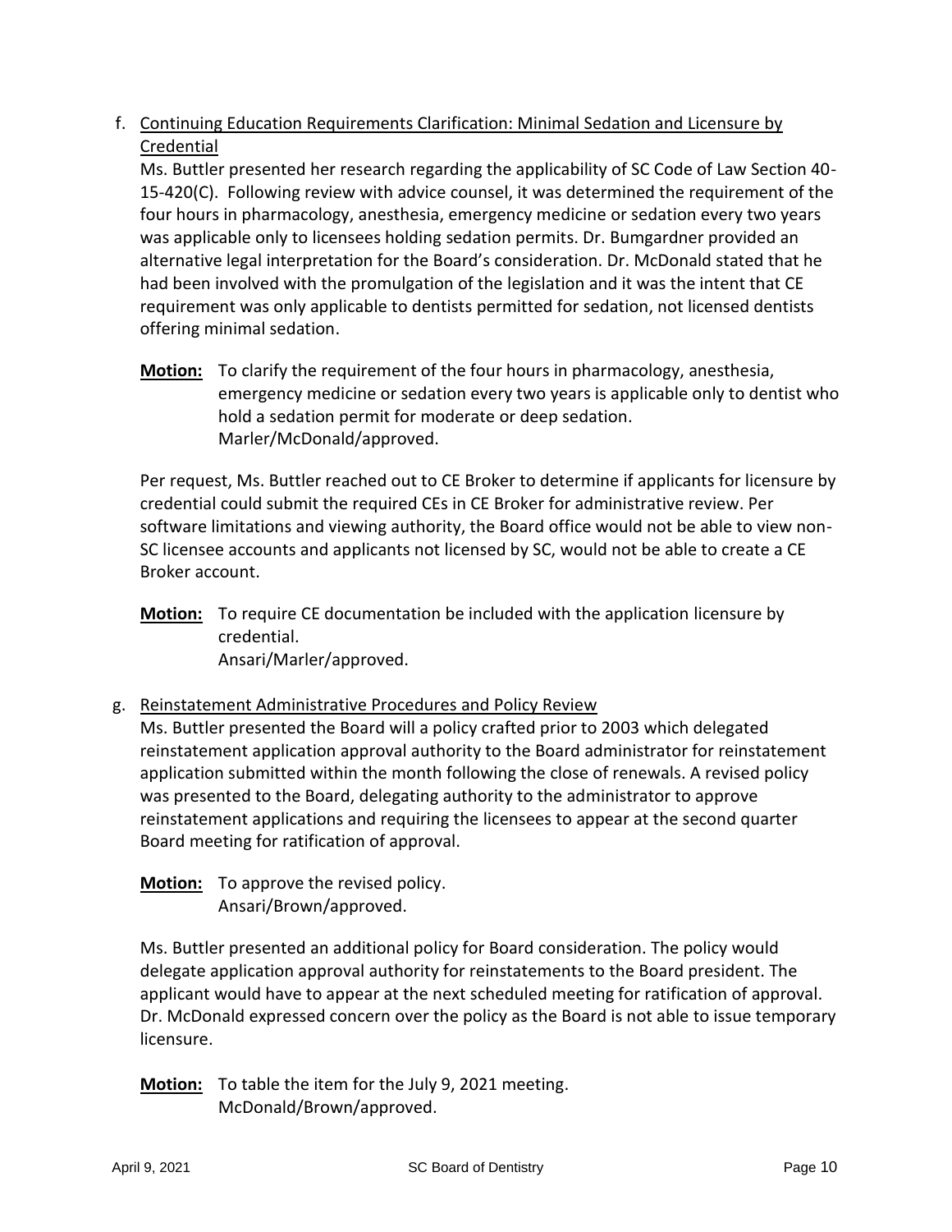f. <u>Continuing Education Requirements Clarification: Minimal Sedation and Licensure by Credential</u>

Ms. Buttler presented her research regarding the applicability of SC Code of Law Section 40-15-420(C). Following review with advice counsel, it was determined the requirement of the four hours in pharmacology, anesthesia, emergency medicine or sedation every two years was applicable only to licensees holding sedation permits. Dr. Bumgardner provided an alternative legal interpretation for the Board's consideration. Dr. McDonald stated that he had been involved with the promulgation of the legislation and it was the intent that CE requirement was only applicable to dentists permitted for sedation, not licensed dentists offering minimal sedation.

**Motion:** To clarify the requirement of the four hours in pharmacology, anesthesia, emergency medicine or sedation every two years is applicable only to dentist who hold a sedation permit for moderate or deep sedation.
Marler/McDonald/approved.

Per request, Ms. Buttler reached out to CE Broker to determine if applicants for licensure by credential could submit the required CEs in CE Broker for administrative review. Per software limitations and viewing authority, the Board office would not be able to view non-SC licensee accounts and applicants not licensed by SC, would not be able to create a CE Broker account.

**Motion:** To require CE documentation be included with the application licensure by credential.
Ansari/Marler/approved.

g. <u>Reinstatement Administrative Procedures and Policy Review</u>

Ms. Buttler presented the Board will a policy crafted prior to 2003 which delegated reinstatement application approval authority to the Board administrator for reinstatement application submitted within the month following the close of renewals. A revised policy was presented to the Board, delegating authority to the administrator to approve reinstatement applications and requiring the licensees to appear at the second quarter Board meeting for ratification of approval.

**Motion:** To approve the revised policy.
Ansari/Brown/approved.

Ms. Buttler presented an additional policy for Board consideration. The policy would delegate application approval authority for reinstatements to the Board president. The applicant would have to appear at the next scheduled meeting for ratification of approval. Dr. McDonald expressed concern over the policy as the Board is not able to issue temporary licensure.

**Motion:** To table the item for the July 9, 2021 meeting.
McDonald/Brown/approved.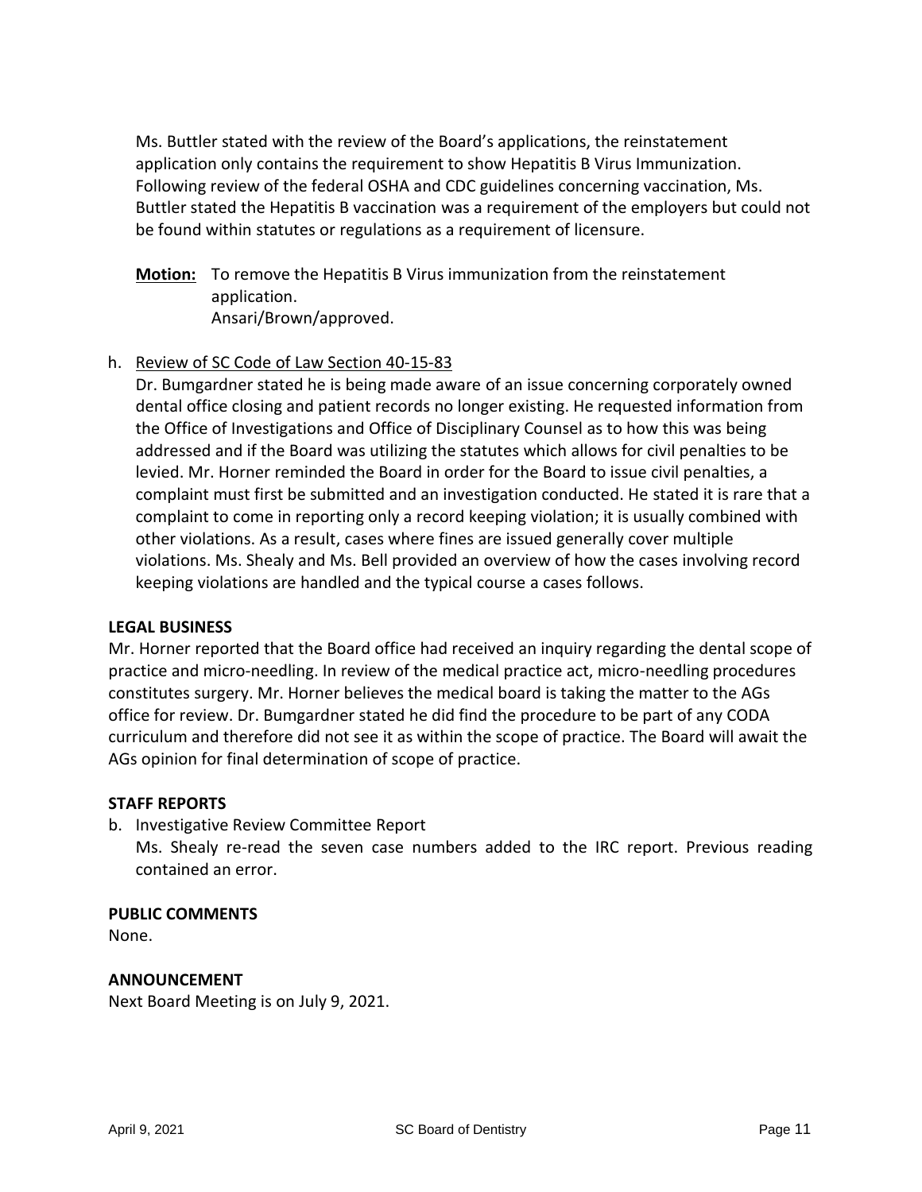Ms. Buttler stated with the review of the Board's applications, the reinstatement application only contains the requirement to show Hepatitis B Virus Immunization. Following review of the federal OSHA and CDC guidelines concerning vaccination, Ms. Buttler stated the Hepatitis B vaccination was a requirement of the employers but could not be found within statutes or regulations as a requirement of licensure.

**Motion:** To remove the Hepatitis B Virus immunization from the reinstatement application.
Ansari/Brown/approved.

h. Review of SC Code of Law Section 40-15-83

Dr. Bumgardner stated he is being made aware of an issue concerning corporately owned dental office closing and patient records no longer existing. He requested information from the Office of Investigations and Office of Disciplinary Counsel as to how this was being addressed and if the Board was utilizing the statutes which allows for civil penalties to be levied. Mr. Horner reminded the Board in order for the Board to issue civil penalties, a complaint must first be submitted and an investigation conducted. He stated it is rare that a complaint to come in reporting only a record keeping violation; it is usually combined with other violations. As a result, cases where fines are issued generally cover multiple violations. Ms. Shealy and Ms. Bell provided an overview of how the cases involving record keeping violations are handled and the typical course a cases follows.

**LEGAL BUSINESS**

Mr. Horner reported that the Board office had received an inquiry regarding the dental scope of practice and micro-needling. In review of the medical practice act, micro-needling procedures constitutes surgery. Mr. Horner believes the medical board is taking the matter to the AGs office for review. Dr. Bumgardner stated he did find the procedure to be part of any CODA curriculum and therefore did not see it as within the scope of practice. The Board will await the AGs opinion for final determination of scope of practice.

**STAFF REPORTS**

b. Investigative Review Committee Report

Ms. Shealy re-read the seven case numbers added to the IRC report. Previous reading contained an error.

**PUBLIC COMMENTS**

None.

**ANNOUNCEMENT**

Next Board Meeting is on July 9, 2021.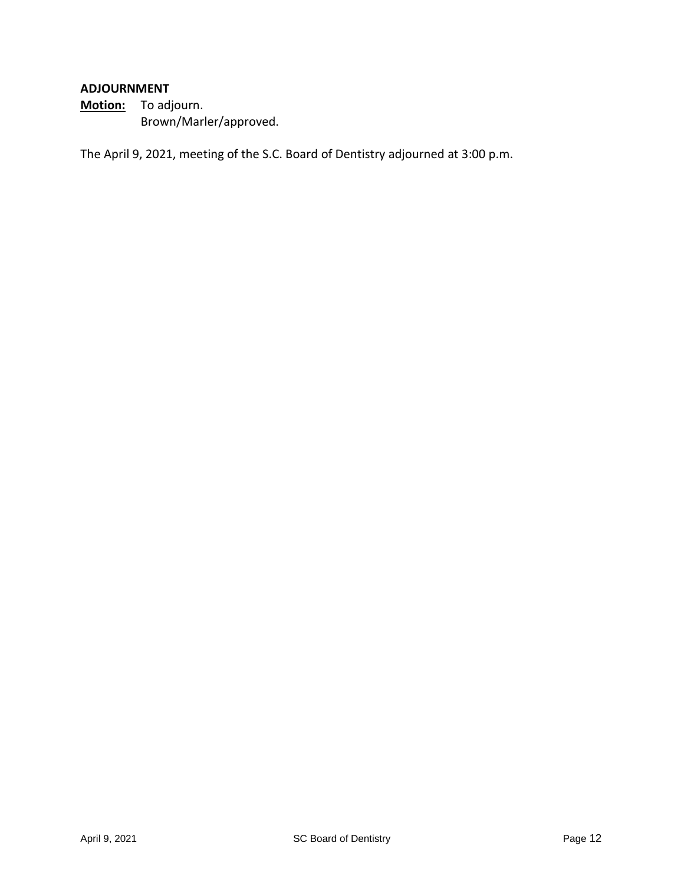**ADJOURNMENT**

**Motion:** To adjourn.
Brown/Marler/approved.

The April 9, 2021, meeting of the S.C. Board of Dentistry adjourned at 3:00 p.m.